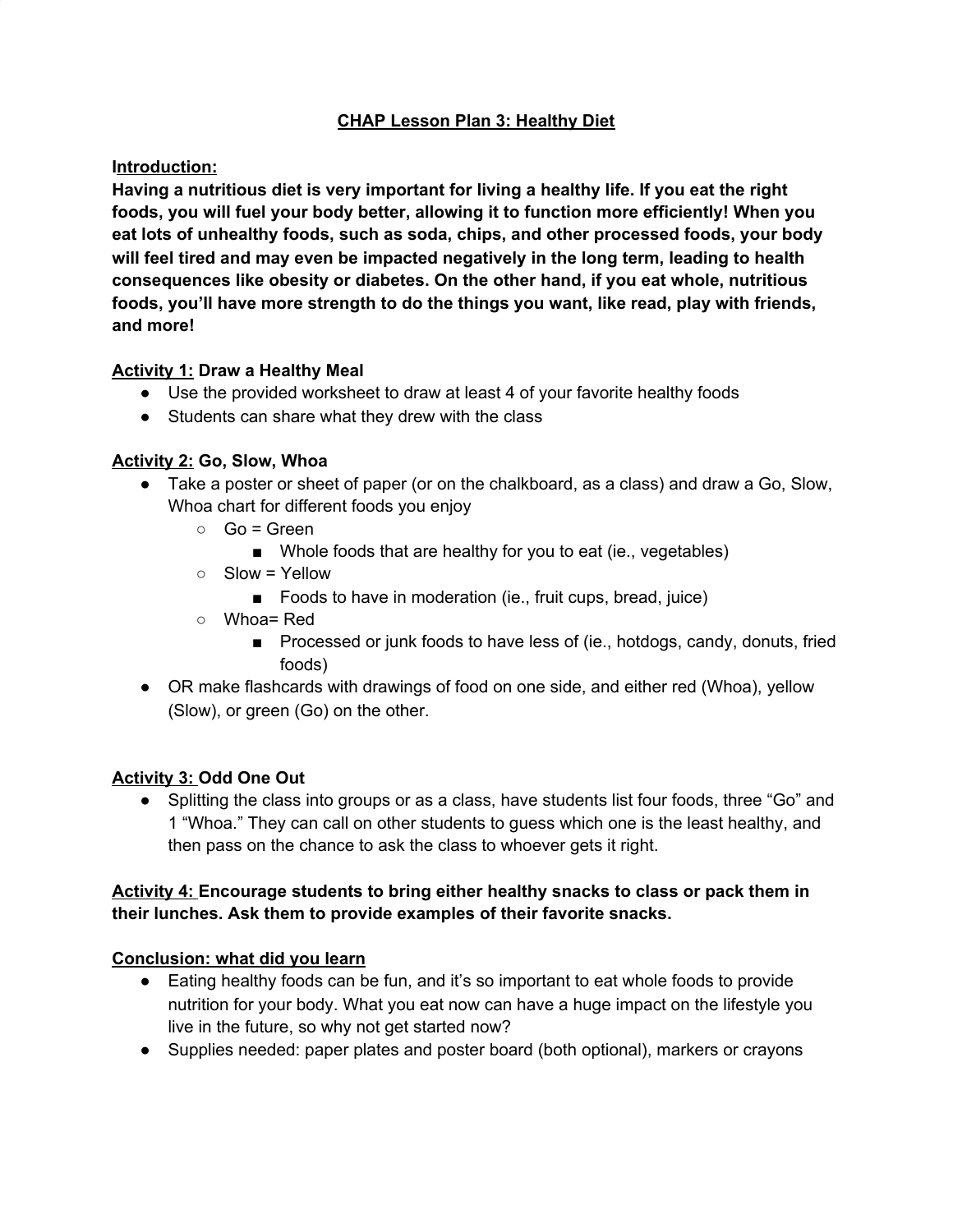# CHAP Lesson Plan 3: Healthy Diet

**Introduction:**

**Having a nutritious diet is very important for living a healthy life. If you eat the right foods, you will fuel your body better, allowing it to function more efficiently! When you eat lots of unhealthy foods, such as soda, chips, and other processed foods, your body will feel tired and may even be impacted negatively in the long term, leading to health consequences like obesity or diabetes. On the other hand, if you eat whole, nutritious foods, you'll have more strength to do the things you want, like read, play with friends, and more!**

**Activity 1: Draw a Healthy Meal**

- Use the provided worksheet to draw at least 4 of your favorite healthy foods
- Students can share what they drew with the class

**Activity 2: Go, Slow, Whoa**

- Take a poster or sheet of paper (or on the chalkboard, as a class) and draw a Go, Slow, Whoa chart for different foods you enjoy
  - Go = Green
    - Whole foods that are healthy for you to eat (ie., vegetables)
  - Slow = Yellow
    - Foods to have in moderation (ie., fruit cups, bread, juice)
  - Whoa= Red
    - Processed or junk foods to have less of (ie., hotdogs, candy, donuts, fried foods)
- OR make flashcards with drawings of food on one side, and either red (Whoa), yellow (Slow), or green (Go) on the other.

**Activity 3: Odd One Out**

- Splitting the class into groups or as a class, have students list four foods, three "Go" and 1 "Whoa." They can call on other students to guess which one is the least healthy, and then pass on the chance to ask the class to whoever gets it right.

**Activity 4: Encourage students to bring either healthy snacks to class or pack them in their lunches. Ask them to provide examples of their favorite snacks.**

**Conclusion: what did you learn**

- Eating healthy foods can be fun, and it's so important to eat whole foods to provide nutrition for your body. What you eat now can have a huge impact on the lifestyle you live in the future, so why not get started now?
- Supplies needed: paper plates and poster board (both optional), markers or crayons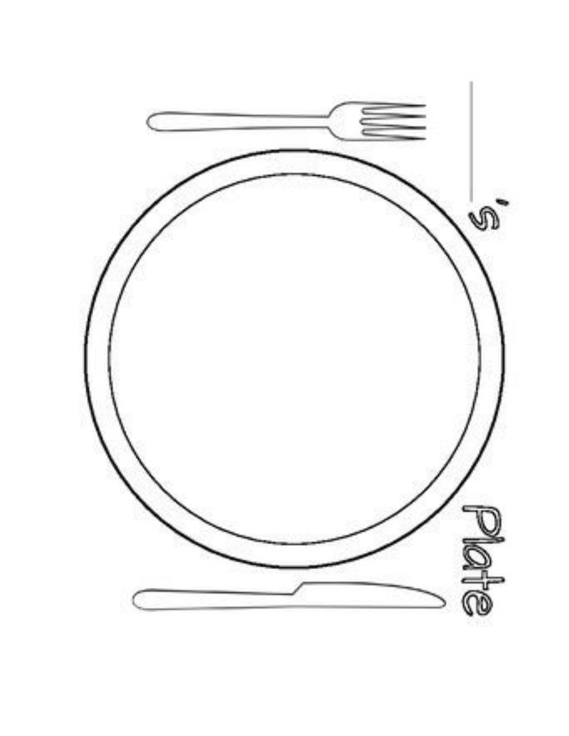_____'s Plate